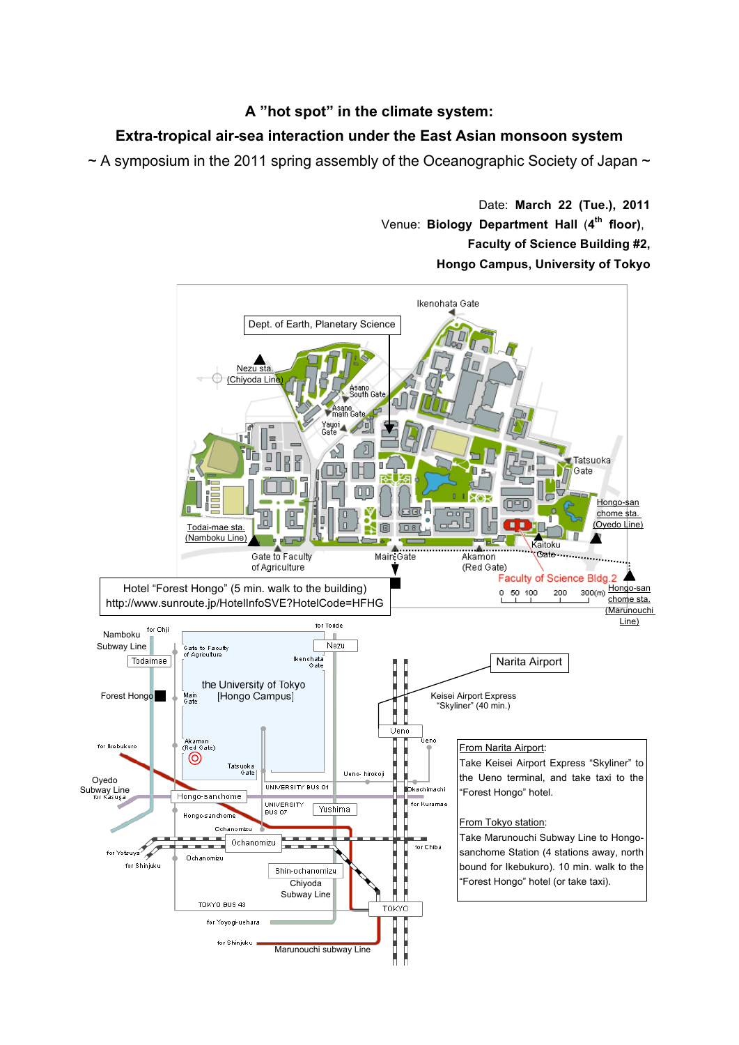# A "hot spot" in the climate system:

## Extra-tropical air-sea interaction under the East Asian monsoon system

~ A symposium in the 2011 spring assembly of the Oceanographic Society of Japan ~

Date: **March 22 (Tue.), 2011**

Venue: **Biology Department Hall (4th floor), Faculty of Science Building #2, Hongo Campus, University of Tokyo**

Dept. of Earth, Planetary Science

Ikenohata Gate

Nezu sta. (Chiyoda Line)

Asano South Gate

Asano main Gate

Yayoi Gate

Tatsuoka Gate

Hongo-san chome sta. (Oyedo Line)

Todai-mae sta. (Namboku Line)

Gate to Faculty of Agriculture

Main Gate

Akamon (Red Gate)

Kaitoku Gate

Faculty of Science Bldg.2

Hongo-san chome sta. (Marunouchi Line)

0 50 100 200 300(m)

Hotel "Forest Hongo" (5 min. walk to the building)
http://www.sunroute.jp/HotelInfoSVE?HotelCode=HFHG

Narita Airport

Keisei Airport Express "Skyliner" (40 min.)

**From Narita Airport:**
Take Keisei Airport Express "Skyliner" to the Ueno terminal, and take taxi to the "Forest Hongo" hotel.

**From Tokyo station:**
Take Marunouchi Subway Line to Hongo-sanchome Station (4 stations away, north bound for Ikebukuro). 10 min. walk to the "Forest Hongo" hotel (or take taxi).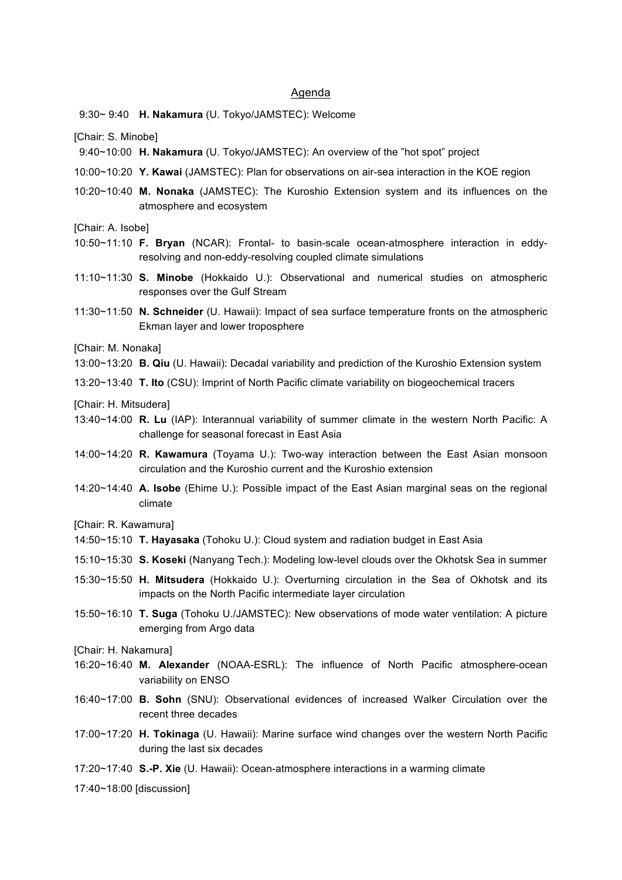## Agenda

9:30~ 9:40 **H. Nakamura** (U. Tokyo/JAMSTEC): Welcome

[Chair: S. Minobe]

9:40~10:00 **H. Nakamura** (U. Tokyo/JAMSTEC): An overview of the "hot spot" project

10:00~10:20 **Y. Kawai** (JAMSTEC): Plan for observations on air-sea interaction in the KOE region

10:20~10:40 **M. Nonaka** (JAMSTEC): The Kuroshio Extension system and its influences on the atmosphere and ecosystem

[Chair: A. Isobe]

10:50~11:10 **F. Bryan** (NCAR): Frontal- to basin-scale ocean-atmosphere interaction in eddy-resolving and non-eddy-resolving coupled climate simulations

11:10~11:30 **S. Minobe** (Hokkaido U.): Observational and numerical studies on atmospheric responses over the Gulf Stream

11:30~11:50 **N. Schneider** (U. Hawaii): Impact of sea surface temperature fronts on the atmospheric Ekman layer and lower troposphere

[Chair: M. Nonaka]

13:00~13:20 **B. Qiu** (U. Hawaii): Decadal variability and prediction of the Kuroshio Extension system

13:20~13:40 **T. Ito** (CSU): Imprint of North Pacific climate variability on biogeochemical tracers

[Chair: H. Mitsudera]

13:40~14:00 **R. Lu** (IAP): Interannual variability of summer climate in the western North Pacific: A challenge for seasonal forecast in East Asia

14:00~14:20 **R. Kawamura** (Toyama U.): Two-way interaction between the East Asian monsoon circulation and the Kuroshio current and the Kuroshio extension

14:20~14:40 **A. Isobe** (Ehime U.): Possible impact of the East Asian marginal seas on the regional climate

[Chair: R. Kawamura]

14:50~15:10 **T. Hayasaka** (Tohoku U.): Cloud system and radiation budget in East Asia

15:10~15:30 **S. Koseki** (Nanyang Tech.): Modeling low-level clouds over the Okhotsk Sea in summer

15:30~15:50 **H. Mitsudera** (Hokkaido U.): Overturning circulation in the Sea of Okhotsk and its impacts on the North Pacific intermediate layer circulation

15:50~16:10 **T. Suga** (Tohoku U./JAMSTEC): New observations of mode water ventilation: A picture emerging from Argo data

[Chair: H. Nakamura]

16:20~16:40 **M. Alexander** (NOAA-ESRL): The influence of North Pacific atmosphere-ocean variability on ENSO

16:40~17:00 **B. Sohn** (SNU): Observational evidences of increased Walker Circulation over the recent three decades

17:00~17:20 **H. Tokinaga** (U. Hawaii): Marine surface wind changes over the western North Pacific during the last six decades

17:20~17:40 **S.-P. Xie** (U. Hawaii): Ocean-atmosphere interactions in a warming climate

17:40~18:00 [discussion]